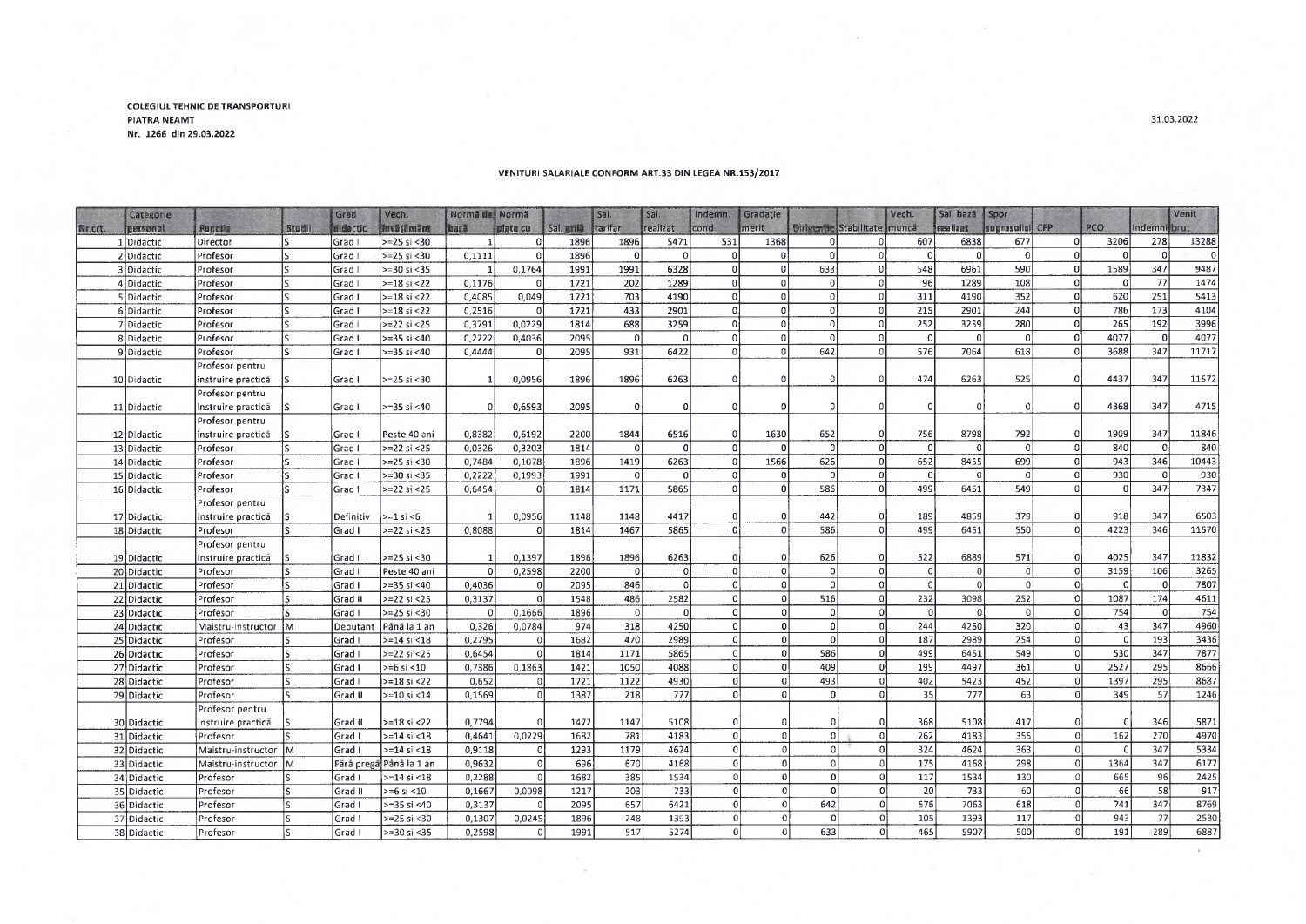COLEGIUL TEHNIC DE TRANSPORTURI
PIATRA NEAMT
Nr. 1266 din 29.03.2022

31.03.2022

## VENITURI SALARIALE CONFORM ART.33 DIN LEGEA NR.153/2017

| Nr.crt. | Categorie personal | Funcția | Studii | Grad didactic | Vech. învățământ | Normă de bază | Normă plata cu | Sal. grilă | Sal. tarifar | Sal. realizat | Indemn. cond. | Gradație merit | Dirigenție | Stabilitate | Vech. muncă | Sal. bază realizat | Spor suprasolicitare | CFP | PCO | Indemnizație | Venit brut |
|---|---|---|---|---|---|---|---|---|---|---|---|---|---|---|---|---|---|---|---|---|---|
| 1 | Didactic | Director | S | Grad I | >=25 si <30 | 1 | 0 | 1896 | 1896 | 5471 | 531 | 1368 | 0 | 0 | 607 | 6838 | 677 | 0 | 3206 | 278 | 13288 |
| 2 | Didactic | Profesor | S | Grad I | >=25 si <30 | 0,1111 | 0 | 1896 | 0 | 0 | 0 | 0 | 0 | 0 | 0 | 0 | 0 | 0 | 0 | 0 | 0 |
| 3 | Didactic | Profesor | S | Grad I | >=30 si <35 | 1 | 0,1764 | 1991 | 1991 | 6328 | 0 | 0 | 633 | 0 | 548 | 6961 | 590 | 0 | 1589 | 347 | 9487 |
| 4 | Didactic | Profesor | S | Grad I | >=18 si <22 | 0,1176 | 0 | 1721 | 202 | 1289 | 0 | 0 | 0 | 0 | 96 | 1289 | 108 | 0 | 0 | 77 | 1474 |
| 5 | Didactic | Profesor | S | Grad I | >=18 si <22 | 0,4085 | 0,049 | 1721 | 703 | 4190 | 0 | 0 | 0 | 0 | 311 | 4190 | 352 | 0 | 620 | 251 | 5413 |
| 6 | Didactic | Profesor | S | Grad I | >=18 si <22 | 0,2516 | 0 | 1721 | 433 | 2901 | 0 | 0 | 0 | 0 | 215 | 2901 | 244 | 0 | 786 | 173 | 4104 |
| 7 | Didactic | Profesor | S | Grad I | >=22 si <25 | 0,3791 | 0,0229 | 1814 | 688 | 3259 | 0 | 0 | 0 | 0 | 252 | 3259 | 280 | 0 | 265 | 192 | 3996 |
| 8 | Didactic | Profesor | S | Grad I | >=35 si <40 | 0,2222 | 0,4036 | 2095 | 0 | 0 | 0 | 0 | 0 | 0 | 0 | 0 | 0 | 0 | 4077 | 0 | 4077 |
| 9 | Didactic | Profesor | S | Grad I | >=35 si <40 | 0,4444 | 0 | 2095 | 931 | 6422 | 0 | 0 | 642 | 0 | 576 | 7064 | 618 | 0 | 3688 | 347 | 11717 |
| 10 | Didactic | Profesor pentru instruire practică | S | Grad I | >=25 si <30 | 1 | 0,0956 | 1896 | 1896 | 6263 | 0 | 0 | 0 | 0 | 474 | 6263 | 525 | 0 | 4437 | 347 | 11572 |
| 11 | Didactic | Profesor pentru instruire practică | S | Grad I | >=35 si <40 | 0 | 0,6593 | 2095 | 0 | 0 | 0 | 0 | 0 | 0 | 0 | 0 | 0 | 0 | 4368 | 347 | 4715 |
| 12 | Didactic | Profesor pentru instruire practică | S | Grad I | Peste 40 ani | 0,8382 | 0,6192 | 2200 | 1844 | 6516 | 0 | 1630 | 652 | 0 | 756 | 8798 | 792 | 0 | 1909 | 347 | 11846 |
| 13 | Didactic | Profesor | S | Grad I | >=22 si <25 | 0,0326 | 0,3203 | 1814 | 0 | 0 | 0 | 0 | 0 | 0 | 0 | 0 | 0 | 0 | 840 | 0 | 840 |
| 14 | Didactic | Profesor | S | Grad I | >=25 si <30 | 0,7484 | 0,1078 | 1896 | 1419 | 6263 | 0 | 1566 | 626 | 0 | 652 | 8455 | 699 | 0 | 943 | 346 | 10443 |
| 15 | Didactic | Profesor | S | Grad I | >=30 si <35 | 0,2222 | 0,1993 | 1991 | 0 | 0 | 0 | 0 | 0 | 0 | 0 | 0 | 0 | 0 | 930 | 0 | 930 |
| 16 | Didactic | Profesor | S | Grad I | >=22 si <25 | 0,6454 | 0 | 1814 | 1171 | 5865 | 0 | 0 | 586 | 0 | 499 | 6451 | 549 | 0 | 0 | 347 | 7347 |
| 17 | Didactic | Profesor pentru instruire practică | S | Definitiv | >=1 si <6 | 1 | 0,0956 | 1148 | 1148 | 4417 | 0 | 0 | 442 | 0 | 189 | 4859 | 379 | 0 | 918 | 347 | 6503 |
| 18 | Didactic | Profesor | S | Grad I | >=22 si <25 | 0,8088 | 0 | 1814 | 1467 | 5865 | 0 | 0 | 586 | 0 | 499 | 6451 | 550 | 0 | 4223 | 346 | 11570 |
| 19 | Didactic | Profesor pentru instruire practică | S | Grad I | >=25 si <30 | 1 | 0,1397 | 1896 | 1896 | 6263 | 0 | 0 | 626 | 0 | 522 | 6889 | 571 | 0 | 4025 | 347 | 11832 |
| 20 | Didactic | Profesor | S | Grad I | Peste 40 ani | 0 | 0,2598 | 2200 | 0 | 0 | 0 | 0 | 0 | 0 | 0 | 0 | 0 | 0 | 3159 | 106 | 3265 |
| 21 | Didactic | Profesor | S | Grad I | >=35 si <40 | 0,4036 | 0 | 2095 | 846 | 0 | 0 | 0 | 0 | 0 | 0 | 0 | 0 | 0 | 0 | 0 | 7807 |
| 22 | Didactic | Profesor | S | Grad II | >=22 si <25 | 0,3137 | 0 | 1548 | 486 | 2582 | 0 | 0 | 516 | 0 | 232 | 3098 | 252 | 0 | 1087 | 174 | 4611 |
| 23 | Didactic | Profesor | S | Grad I | >=25 si <30 | 0 | 0,1666 | 1896 | 0 | 0 | 0 | 0 | 0 | 0 | 0 | 0 | 0 | 0 | 754 | 0 | 754 |
| 24 | Didactic | Maistru-instructor | M | Debutant | Până la 1 an | 0,326 | 0,0784 | 974 | 318 | 4250 | 0 | 0 | 0 | 0 | 244 | 4250 | 320 | 0 | 43 | 347 | 4960 |
| 25 | Didactic | Profesor | S | Grad I | >=14 si <18 | 0,2795 | 0 | 1682 | 470 | 2989 | 0 | 0 | 0 | 0 | 187 | 2989 | 254 | 0 | 0 | 193 | 3436 |
| 26 | Didactic | Profesor | S | Grad I | >=22 si <25 | 0,6454 | 0 | 1814 | 1171 | 5865 | 0 | 0 | 586 | 0 | 499 | 6451 | 549 | 0 | 530 | 347 | 7877 |
| 27 | Didactic | Profesor | S | Grad I | >=6 si <10 | 0,7386 | 0,1863 | 1421 | 1050 | 4088 | 0 | 0 | 409 | 0 | 199 | 4497 | 361 | 0 | 2527 | 295 | 8666 |
| 28 | Didactic | Profesor | S | Grad I | >=18 si <22 | 0,652 | 0 | 1721 | 1122 | 4930 | 0 | 0 | 493 | 0 | 402 | 5423 | 452 | 0 | 1397 | 295 | 8687 |
| 29 | Didactic | Profesor | S | Grad II | >=10 si <14 | 0,1569 | 0 | 1387 | 218 | 777 | 0 | 0 | 0 | 0 | 35 | 777 | 63 | 0 | 349 | 57 | 1246 |
| 30 | Didactic | Profesor pentru instruire practică | S | Grad II | >=18 si <22 | 0,7794 | 0 | 1472 | 1147 | 5108 | 0 | 0 | 0 | 0 | 368 | 5108 | 417 | 0 | 0 | 346 | 5871 |
| 31 | Didactic | Profesor | S | Grad I | >=14 si <18 | 0,4641 | 0,0229 | 1682 | 781 | 4183 | 0 | 0 | 0 | 0 | 262 | 4183 | 355 | 0 | 162 | 270 | 4970 |
| 32 | Didactic | Maistru-instructor | M | Grad I | >=14 si <18 | 0,9118 | 0 | 1293 | 1179 | 4624 | 0 | 0 | 0 | 0 | 324 | 4624 | 363 | 0 | 0 | 347 | 5334 |
| 33 | Didactic | Maistru-instructor | M | Fără pregă | Până la 1 an | 0,9632 | 0 | 696 | 670 | 4168 | 0 | 0 | 0 | 0 | 175 | 4168 | 298 | 0 | 1364 | 347 | 6177 |
| 34 | Didactic | Profesor | S | Grad I | >=14 si <18 | 0,2288 | 0 | 1682 | 385 | 1534 | 0 | 0 | 0 | 0 | 117 | 1534 | 130 | 0 | 665 | 96 | 2425 |
| 35 | Didactic | Profesor | S | Grad II | >=6 si <10 | 0,1667 | 0,0098 | 1217 | 203 | 733 | 0 | 0 | 0 | 0 | 20 | 733 | 60 | 0 | 66 | 58 | 917 |
| 36 | Didactic | Profesor | S | Grad I | >=35 si <40 | 0,3137 | 0 | 2095 | 657 | 6421 | 0 | 0 | 642 | 0 | 576 | 7063 | 618 | 0 | 741 | 347 | 8769 |
| 37 | Didactic | Profesor | S | Grad I | >=25 si <30 | 0,1307 | 0,0245 | 1896 | 248 | 1393 | 0 | 0 | 0 | 0 | 105 | 1393 | 117 | 0 | 943 | 77 | 2530 |
| 38 | Didactic | Profesor | S | Grad I | >=30 si <35 | 0,2598 | 0 | 1991 | 517 | 5274 | 0 | 0 | 633 | 0 | 465 | 5907 | 500 | 0 | 191 | 289 | 6887 |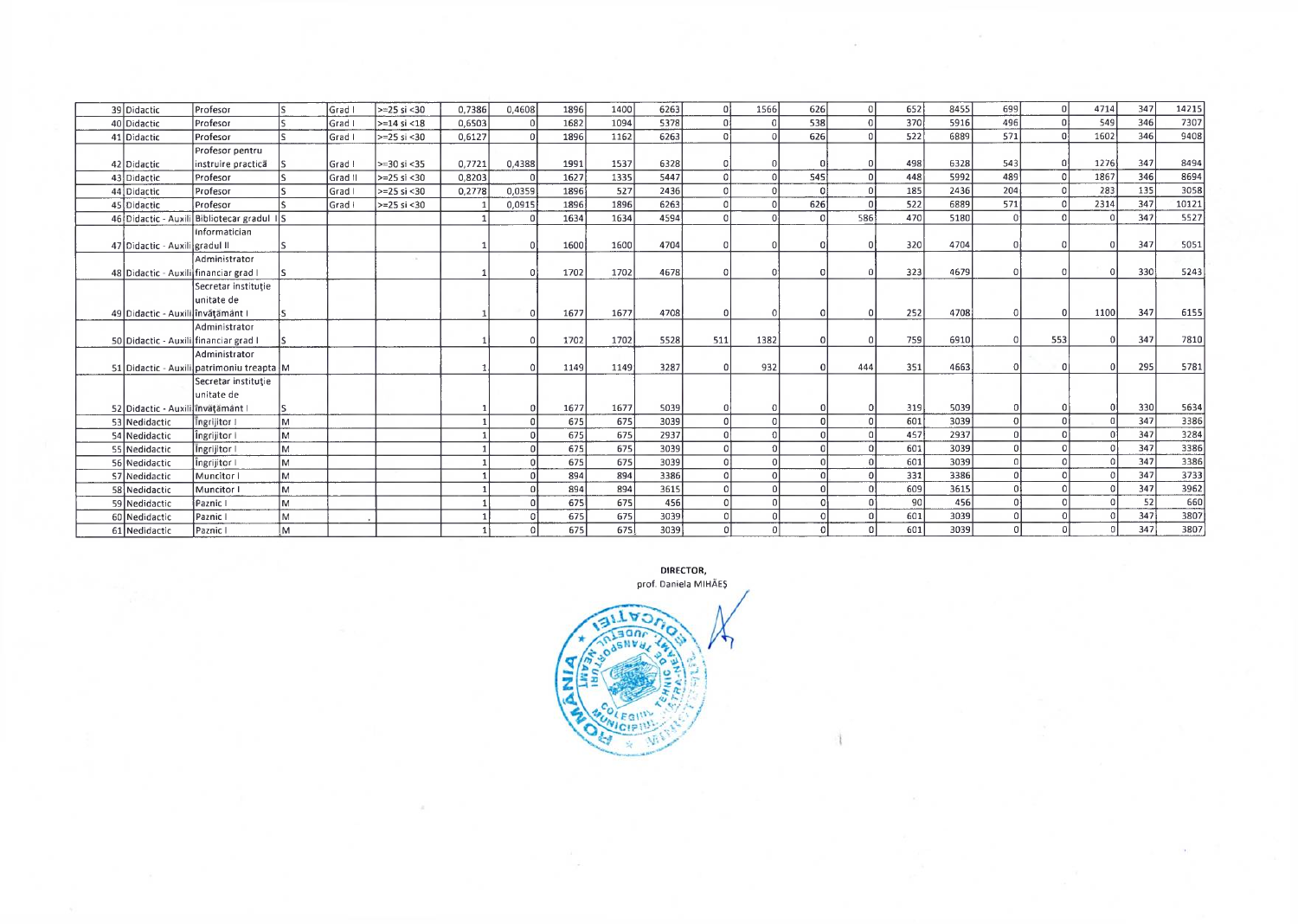| | | | | | | | | | | | | | | | | | | | | | | |
|---|---|---|---|---|---|---|---|---|---|---|---|---|---|---|---|---|---|---|---|---|---|---|
| 39 | Didactic | Profesor | S | Grad I | >=25 si <30 | 0,7386 | 0,4608 | 1896 | 1400 | 6263 | 0 | 1566 | 626 | 0 | 652 | 8455 | 699 | 0 | 4714 | 347 | 14215 |
| 40 | Didactic | Profesor | S | Grad I | >=14 si <18 | 0,6503 | 0 | 1682 | 1094 | 5378 | 0 | 0 | 538 | 0 | 370 | 5916 | 496 | 0 | 549 | 346 | 7307 |
| 41 | Didactic | Profesor | S | Grad I | >=25 si <30 | 0,6127 | 0 | 1896 | 1162 | 6263 | 0 | 0 | 626 | 0 | 522 | 6889 | 571 | 0 | 1602 | 346 | 9408 |
| 42 | Didactic | Profesor pentru instruire practică | S | Grad I | >=30 si <35 | 0,7721 | 0,4388 | 1991 | 1537 | 6328 | 0 | 0 | 0 | 0 | 498 | 6328 | 543 | 0 | 1276 | 347 | 8494 |
| 43 | Didactic | Profesor | S | Grad II | >=25 si <30 | 0,8203 | 0 | 1627 | 1335 | 5447 | 0 | 0 | 545 | 0 | 448 | 5992 | 489 | 0 | 1867 | 346 | 8694 |
| 44 | Didactic | Profesor | S | Grad I | >=25 si <30 | 0,2778 | 0,0359 | 1896 | 527 | 2436 | 0 | 0 | 0 | 0 | 185 | 2436 | 204 | 0 | 283 | 135 | 3058 |
| 45 | Didactic | Profesor | S | Grad I | >=25 si <30 | 1 | 0,0915 | 1896 | 1896 | 6263 | 0 | 0 | 626 | 0 | 522 | 6889 | 571 | 0 | 2314 | 347 | 10121 |
| 46 | Didactic - Auxili | Bibliotecar gradul I | S | | | 1 | 0 | 1634 | 1634 | 4594 | 0 | 0 | 0 | 586 | 470 | 5180 | 0 | 0 | 0 | 347 | 5527 |
| 47 | Didactic - Auxili | Informatician gradul II | S | | | 1 | 0 | 1600 | 1600 | 4704 | 0 | 0 | 0 | 0 | 320 | 4704 | 0 | 0 | 0 | 347 | 5051 |
| 48 | Didactic - Auxili | Administrator financiar grad I | S | | | 1 | 0 | 1702 | 1702 | 4678 | 0 | 0 | 0 | 0 | 323 | 4679 | 0 | 0 | 0 | 330 | 5243 |
| 49 | Didactic - Auxili | Secretar instituție unitate de învățământ I | S | | | 1 | 0 | 1677 | 1677 | 4708 | 0 | 0 | 0 | 0 | 252 | 4708 | 0 | 0 | 1100 | 347 | 6155 |
| 50 | Didactic - Auxili | Administrator financiar grad I | S | | | 1 | 0 | 1702 | 1702 | 5528 | 511 | 1382 | 0 | 0 | 759 | 6910 | 0 | 553 | 0 | 347 | 7810 |
| 51 | Didactic - Auxili | Administrator patrimoniu treapta | M | | | 1 | 0 | 1149 | 1149 | 3287 | 0 | 932 | 0 | 444 | 351 | 4663 | 0 | 0 | 0 | 295 | 5781 |
| 52 | Didactic - Auxili | Secretar instituție unitate de învățământ I | S | | | 1 | 0 | 1677 | 1677 | 5039 | 0 | 0 | 0 | 0 | 319 | 5039 | 0 | 0 | 0 | 330 | 5634 |
| 53 | Nedidactic | Îngrijitor I | M | | | 1 | 0 | 675 | 675 | 3039 | 0 | 0 | 0 | 0 | 601 | 3039 | 0 | 0 | 0 | 347 | 3386 |
| 54 | Nedidactic | Îngrijitor I | M | | | 1 | 0 | 675 | 675 | 2937 | 0 | 0 | 0 | 0 | 457 | 2937 | 0 | 0 | 0 | 347 | 3284 |
| 55 | Nedidactic | Îngrijitor I | M | | | 1 | 0 | 675 | 675 | 3039 | 0 | 0 | 0 | 0 | 601 | 3039 | 0 | 0 | 0 | 347 | 3386 |
| 56 | Nedidactic | Îngrijitor I | M | | | 1 | 0 | 675 | 675 | 3039 | 0 | 0 | 0 | 0 | 601 | 3039 | 0 | 0 | 0 | 347 | 3386 |
| 57 | Nedidactic | Muncitor I | M | | | 1 | 0 | 894 | 894 | 3386 | 0 | 0 | 0 | 0 | 331 | 3386 | 0 | 0 | 0 | 347 | 3733 |
| 58 | Nedidactic | Muncitor I | M | | | 1 | 0 | 894 | 894 | 3615 | 0 | 0 | 0 | 0 | 609 | 3615 | 0 | 0 | 0 | 347 | 3962 |
| 59 | Nedidactic | Paznic I | M | | | 1 | 0 | 675 | 675 | 456 | 0 | 0 | 0 | 0 | 90 | 456 | 0 | 0 | 0 | 52 | 660 |
| 60 | Nedidactic | Paznic I | M | | | 1 | 0 | 675 | 675 | 3039 | 0 | 0 | 0 | 0 | 601 | 3039 | 0 | 0 | 0 | 347 | 3807 |
| 61 | Nedidactic | Paznic I | M | | | 1 | 0 | 675 | 675 | 3039 | 0 | 0 | 0 | 0 | 601 | 3039 | 0 | 0 | 0 | 347 | 3807 |

**DIRECTOR,**
prof. Daniela MIHĂEȘ